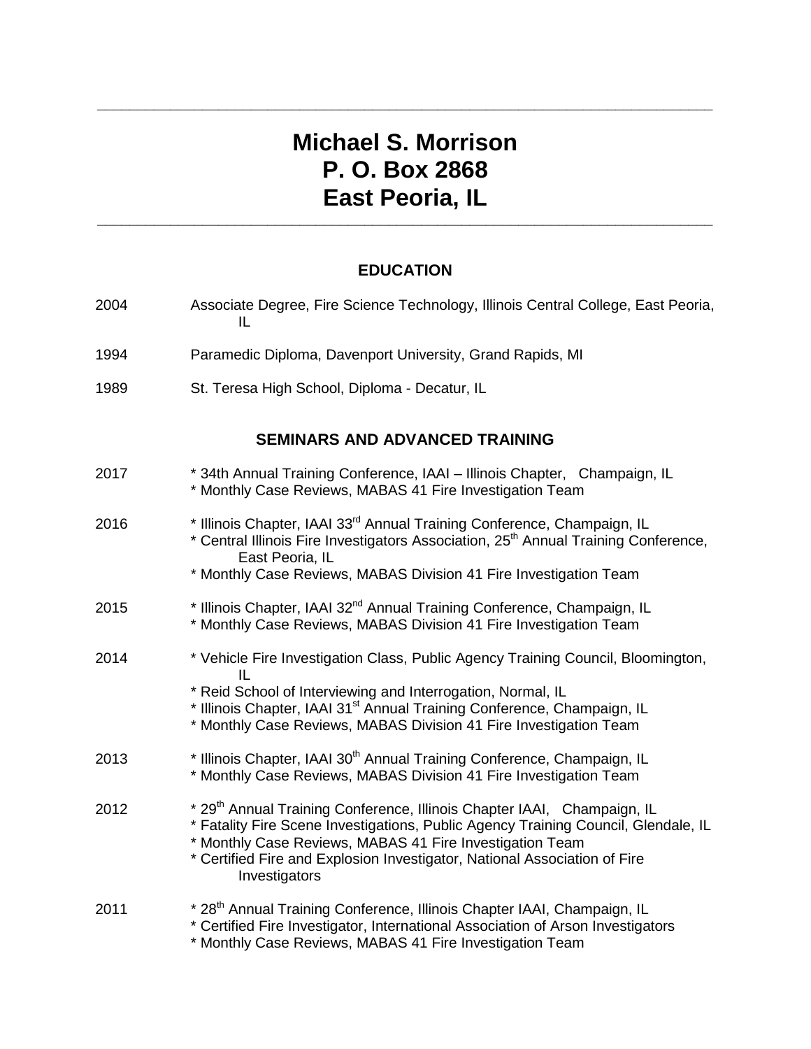# Michael S. Morrison
# P. O. Box 2868
# East Peoria, IL

---

## EDUCATION

2004 — Associate Degree, Fire Science Technology, Illinois Central College, East Peoria, IL

1994 — Paramedic Diploma, Davenport University, Grand Rapids, MI

1989 — St. Teresa High School, Diploma - Decatur, IL

## SEMINARS AND ADVANCED TRAINING

2017
* 34th Annual Training Conference, IAAI – Illinois Chapter, Champaign, IL
* Monthly Case Reviews, MABAS 41 Fire Investigation Team

2016
* Illinois Chapter, IAAI 33rd Annual Training Conference, Champaign, IL
* Central Illinois Fire Investigators Association, 25th Annual Training Conference, East Peoria, IL
* Monthly Case Reviews, MABAS Division 41 Fire Investigation Team

2015
* Illinois Chapter, IAAI 32nd Annual Training Conference, Champaign, IL
* Monthly Case Reviews, MABAS Division 41 Fire Investigation Team

2014
* Vehicle Fire Investigation Class, Public Agency Training Council, Bloomington, IL
* Reid School of Interviewing and Interrogation, Normal, IL
* Illinois Chapter, IAAI 31st Annual Training Conference, Champaign, IL
* Monthly Case Reviews, MABAS Division 41 Fire Investigation Team

2013
* Illinois Chapter, IAAI 30th Annual Training Conference, Champaign, IL
* Monthly Case Reviews, MABAS Division 41 Fire Investigation Team

2012
* 29th Annual Training Conference, Illinois Chapter IAAI, Champaign, IL
* Fatality Fire Scene Investigations, Public Agency Training Council, Glendale, IL
* Monthly Case Reviews, MABAS 41 Fire Investigation Team
* Certified Fire and Explosion Investigator, National Association of Fire Investigators

2011
* 28th Annual Training Conference, Illinois Chapter IAAI, Champaign, IL
* Certified Fire Investigator, International Association of Arson Investigators
* Monthly Case Reviews, MABAS 41 Fire Investigation Team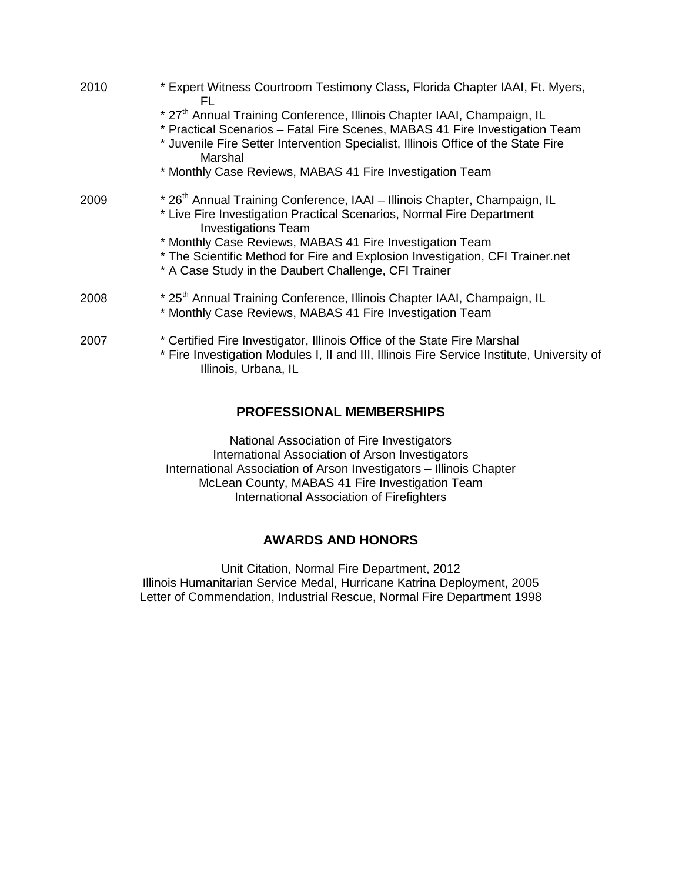2010
* Expert Witness Courtroom Testimony Class, Florida Chapter IAAI, Ft. Myers, FL
* 27th Annual Training Conference, Illinois Chapter IAAI, Champaign, IL
* Practical Scenarios – Fatal Fire Scenes, MABAS 41 Fire Investigation Team
* Juvenile Fire Setter Intervention Specialist, Illinois Office of the State Fire Marshal
* Monthly Case Reviews, MABAS 41 Fire Investigation Team

2009
* 26th Annual Training Conference, IAAI – Illinois Chapter, Champaign, IL
* Live Fire Investigation Practical Scenarios, Normal Fire Department Investigations Team
* Monthly Case Reviews, MABAS 41 Fire Investigation Team
* The Scientific Method for Fire and Explosion Investigation, CFI Trainer.net
* A Case Study in the Daubert Challenge, CFI Trainer

2008
* 25th Annual Training Conference, Illinois Chapter IAAI, Champaign, IL
* Monthly Case Reviews, MABAS 41 Fire Investigation Team

2007
* Certified Fire Investigator, Illinois Office of the State Fire Marshal
* Fire Investigation Modules I, II and III, Illinois Fire Service Institute, University of Illinois, Urbana, IL

## PROFESSIONAL MEMBERSHIPS

National Association of Fire Investigators
International Association of Arson Investigators
International Association of Arson Investigators – Illinois Chapter
McLean County, MABAS 41 Fire Investigation Team
International Association of Firefighters

## AWARDS AND HONORS

Unit Citation, Normal Fire Department, 2012
Illinois Humanitarian Service Medal, Hurricane Katrina Deployment, 2005
Letter of Commendation, Industrial Rescue, Normal Fire Department 1998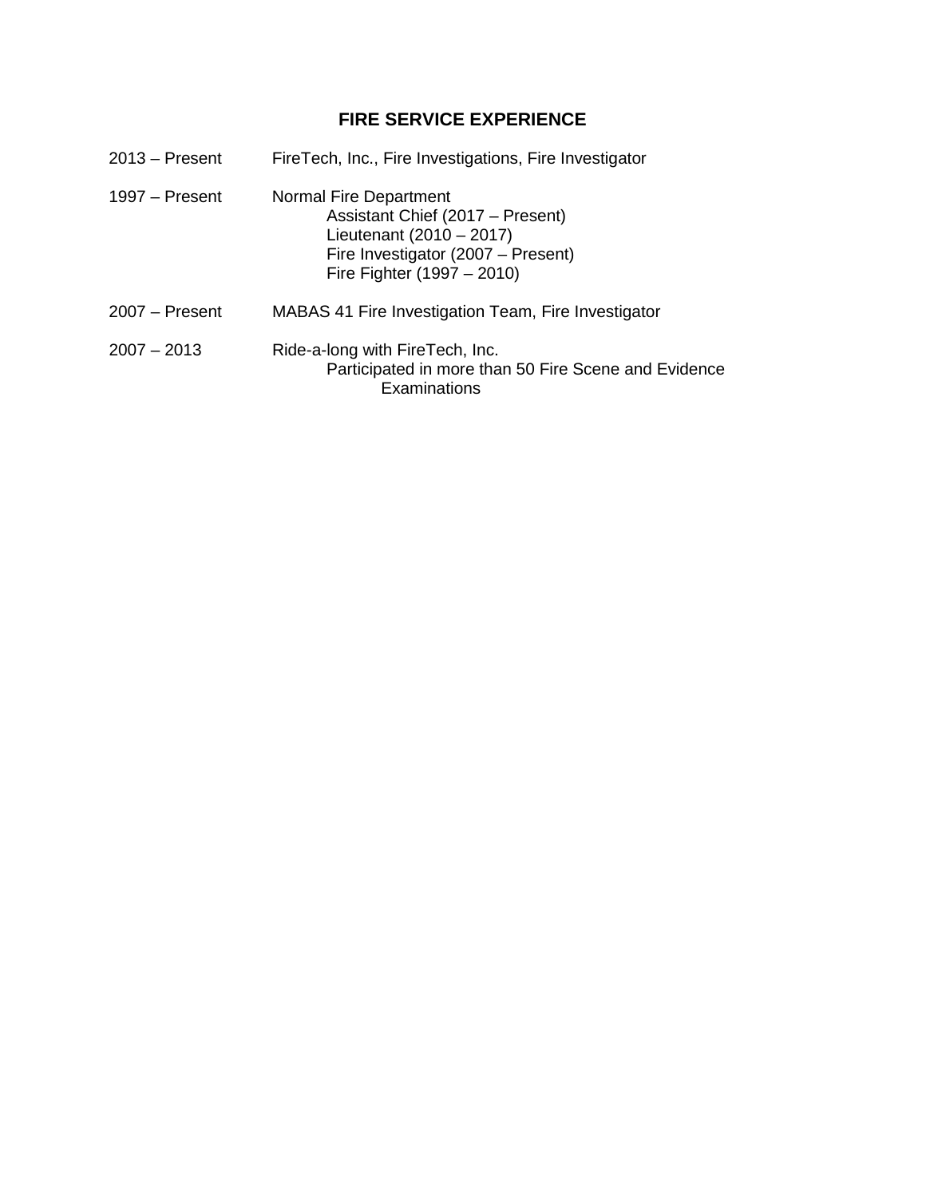## FIRE SERVICE EXPERIENCE

| | |
|---|---|
| 2013 – Present | FireTech, Inc., Fire Investigations, Fire Investigator |
| 1997 – Present | Normal Fire Department<br>Assistant Chief (2017 – Present)<br>Lieutenant (2010 – 2017)<br>Fire Investigator (2007 – Present)<br>Fire Fighter (1997 – 2010) |
| 2007 – Present | MABAS 41 Fire Investigation Team, Fire Investigator |
| 2007 – 2013 | Ride-a-long with FireTech, Inc.<br>Participated in more than 50 Fire Scene and Evidence Examinations |